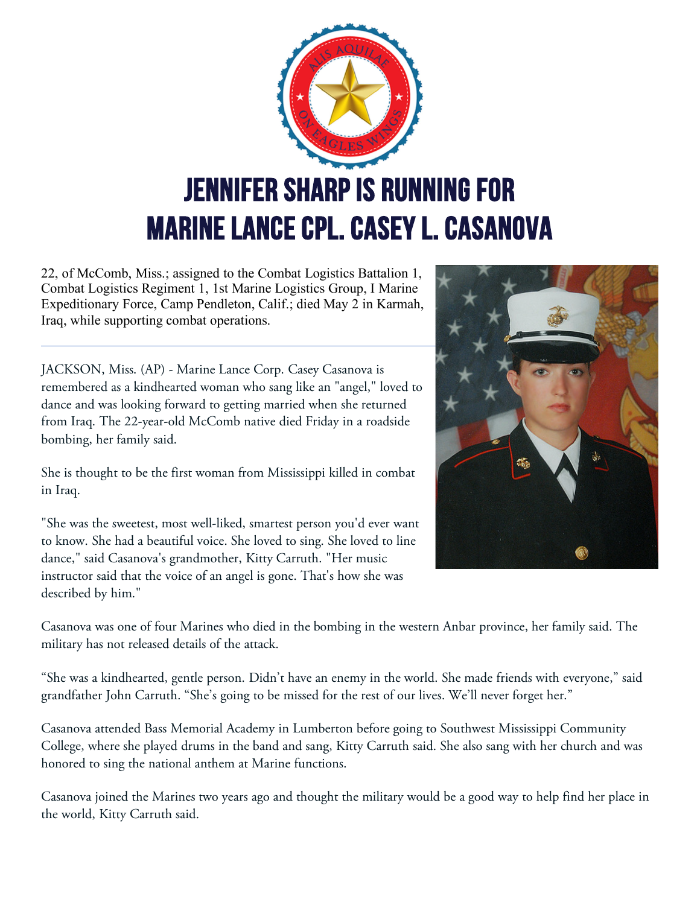# JENNIFER SHARP IS RUNNING FOR MARINE LANCE CPL. CASEY L. CASANOVA

22, of McComb, Miss.; assigned to the Combat Logistics Battalion 1, Combat Logistics Regiment 1, 1st Marine Logistics Group, I Marine Expeditionary Force, Camp Pendleton, Calif.; died May 2 in Karmah, Iraq, while supporting combat operations.

---

JACKSON, Miss. (AP) - Marine Lance Corp. Casey Casanova is remembered as a kindhearted woman who sang like an "angel," loved to dance and was looking forward to getting married when she returned from Iraq. The 22-year-old McComb native died Friday in a roadside bombing, her family said.

She is thought to be the first woman from Mississippi killed in combat in Iraq.

"She was the sweetest, most well-liked, smartest person you'd ever want to know. She had a beautiful voice. She loved to sing. She loved to line dance," said Casanova's grandmother, Kitty Carruth. "Her music instructor said that the voice of an angel is gone. That's how she was described by him."

Casanova was one of four Marines who died in the bombing in the western Anbar province, her family said. The military has not released details of the attack.

"She was a kindhearted, gentle person. Didn't have an enemy in the world. She made friends with everyone," said grandfather John Carruth. "She's going to be missed for the rest of our lives. We'll never forget her."

Casanova attended Bass Memorial Academy in Lumberton before going to Southwest Mississippi Community College, where she played drums in the band and sang, Kitty Carruth said. She also sang with her church and was honored to sing the national anthem at Marine functions.

Casanova joined the Marines two years ago and thought the military would be a good way to help find her place in the world, Kitty Carruth said.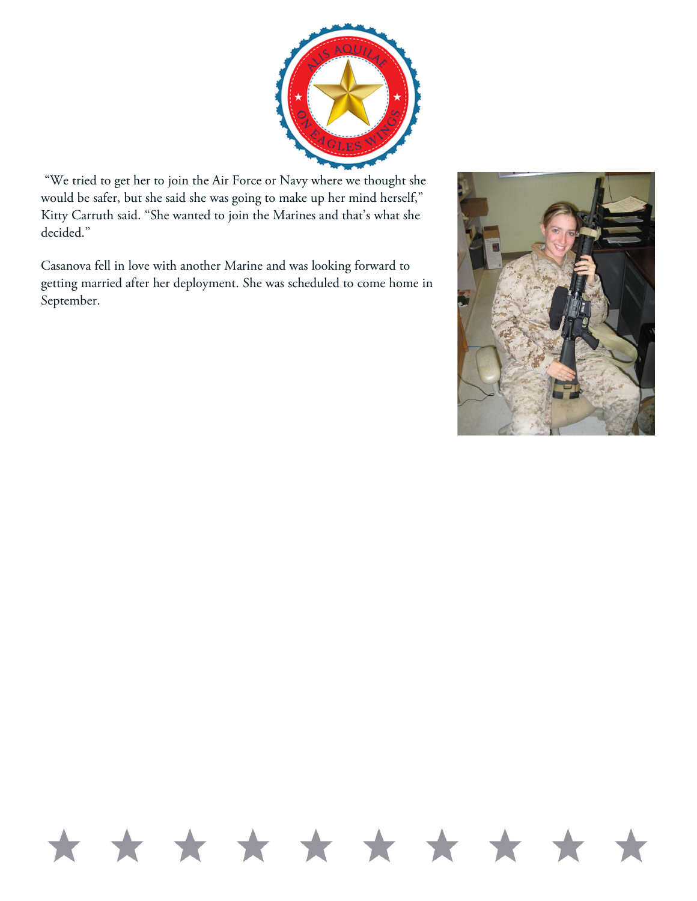"We tried to get her to join the Air Force or Navy where we thought she would be safer, but she said she was going to make up her mind herself," Kitty Carruth said. "She wanted to join the Marines and that's what she decided."

Casanova fell in love with another Marine and was looking forward to getting married after her deployment. She was scheduled to come home in September.